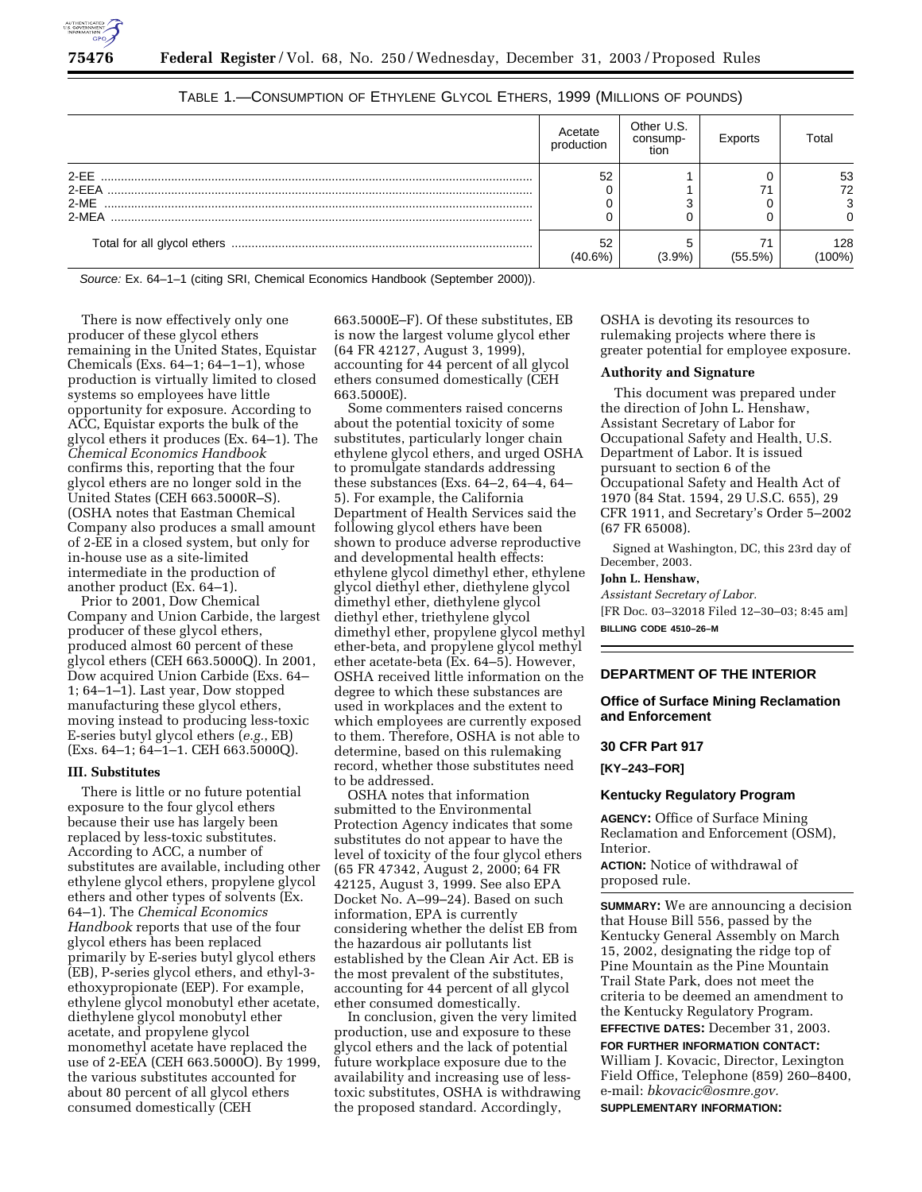TABLE 1.—CONSUMPTION OF ETHYLENE GLYCOL ETHERS, 1999 (MILLIONS OF POUNDS)

| | Acetate production | Other U.S. consumption | Exports | Total |
|---|---|---|---|---|
| 2-EE | 52 | 1 | 0 | 53 |
| 2-EEA | 0 | 1 | 71 | 72 |
| 2-ME | 0 | 3 | 0 | 3 |
| 2-MEA | 0 | 0 | 0 | 0 |
| Total for all glycol ethers | 52 (40.6%) | 5 (3.9%) | 71 (55.5%) | 128 (100%) |

*Source:* Ex. 64–1–1 (citing SRI, Chemical Economics Handbook (September 2000)).

There is now effectively only one producer of these glycol ethers remaining in the United States, Equistar Chemicals (Exs. 64–1; 64–1–1), whose production is virtually limited to closed systems so employees have little opportunity for exposure. According to ACC, Equistar exports the bulk of the glycol ethers it produces (Ex. 64–1). The *Chemical Economics Handbook* confirms this, reporting that the four glycol ethers are no longer sold in the United States (CEH 663.5000R–S). (OSHA notes that Eastman Chemical Company also produces a small amount of 2-EE in a closed system, but only for in-house use as a site-limited intermediate in the production of another product (Ex. 64–1).

Prior to 2001, Dow Chemical Company and Union Carbide, the largest producer of these glycol ethers, produced almost 60 percent of these glycol ethers (CEH 663.5000Q). In 2001, Dow acquired Union Carbide (Exs. 64–1; 64–1–1). Last year, Dow stopped manufacturing these glycol ethers, moving instead to producing less-toxic E-series butyl glycol ethers (*e.g.*, EB) (Exs. 64–1; 64–1–1. CEH 663.5000Q).

### III. Substitutes

There is little or no future potential exposure to the four glycol ethers because their use has largely been replaced by less-toxic substitutes. According to ACC, a number of substitutes are available, including other ethylene glycol ethers, propylene glycol ethers and other types of solvents (Ex. 64–1). The *Chemical Economics Handbook* reports that use of the four glycol ethers has been replaced primarily by E-series butyl glycol ethers (EB), P-series glycol ethers, and ethyl-3-ethoxypropionate (EEP). For example, ethylene glycol monobutyl ether acetate, diethylene glycol monobutyl ether acetate, and propylene glycol monomethyl acetate have replaced the use of 2-EEA (CEH 663.5000O). By 1999, the various substitutes accounted for about 80 percent of all glycol ethers consumed domestically (CEH 663.5000E–F). Of these substitutes, EB is now the largest volume glycol ether (64 FR 42127, August 3, 1999), accounting for 44 percent of all glycol ethers consumed domestically (CEH 663.5000E).

Some commenters raised concerns about the potential toxicity of some substitutes, particularly longer chain ethylene glycol ethers, and urged OSHA to promulgate standards addressing these substances (Exs. 64–2, 64–4, 64–5). For example, the California Department of Health Services said the following glycol ethers have been shown to produce adverse reproductive and developmental health effects: ethylene glycol dimethyl ether, ethylene glycol diethyl ether, diethylene glycol dimethyl ether, diethylene glycol diethyl ether, triethylene glycol dimethyl ether, propylene glycol methyl ether-beta, and propylene glycol methyl ether acetate-beta (Ex. 64–5). However, OSHA received little information on the degree to which these substances are used in workplaces and the extent to which employees are currently exposed to them. Therefore, OSHA is not able to determine, based on this rulemaking record, whether those substitutes need to be addressed.

OSHA notes that information submitted to the Environmental Protection Agency indicates that some substitutes do not appear to have the level of toxicity of the four glycol ethers (65 FR 47342, August 2, 2000; 64 FR 42125, August 3, 1999. See also EPA Docket No. A–99–24). Based on such information, EPA is currently considering whether the delist EB from the hazardous air pollutants list established by the Clean Air Act. EB is the most prevalent of the substitutes, accounting for 44 percent of all glycol ether consumed domestically.

In conclusion, given the very limited production, use and exposure to these glycol ethers and the lack of potential future workplace exposure due to the availability and increasing use of less-toxic substitutes, OSHA is withdrawing the proposed standard. Accordingly, OSHA is devoting its resources to rulemaking projects where there is greater potential for employee exposure.

### Authority and Signature

This document was prepared under the direction of John L. Henshaw, Assistant Secretary of Labor for Occupational Safety and Health, U.S. Department of Labor. It is issued pursuant to section 6 of the Occupational Safety and Health Act of 1970 (84 Stat. 1594, 29 U.S.C. 655), 29 CFR 1911, and Secretary's Order 5–2002 (67 FR 65008).

Signed at Washington, DC, this 23rd day of December, 2003.

**John L. Henshaw,**

*Assistant Secretary of Labor.*

[FR Doc. 03–32018 Filed 12–30–03; 8:45 am]

**BILLING CODE 4510–26–M**

---

## DEPARTMENT OF THE INTERIOR

### Office of Surface Mining Reclamation and Enforcement

### 30 CFR Part 917

**[KY–243–FOR]**

### Kentucky Regulatory Program

**AGENCY:** Office of Surface Mining Reclamation and Enforcement (OSM), Interior.

**ACTION:** Notice of withdrawal of proposed rule.

**SUMMARY:** We are announcing a decision that House Bill 556, passed by the Kentucky General Assembly on March 15, 2002, designating the ridge top of Pine Mountain as the Pine Mountain Trail State Park, does not meet the criteria to be deemed an amendment to the Kentucky Regulatory Program.

**EFFECTIVE DATES:** December 31, 2003.

**FOR FURTHER INFORMATION CONTACT:** William J. Kovacic, Director, Lexington Field Office, Telephone (859) 260–8400, e-mail: *bkovacic@osmre.gov.*

**SUPPLEMENTARY INFORMATION:**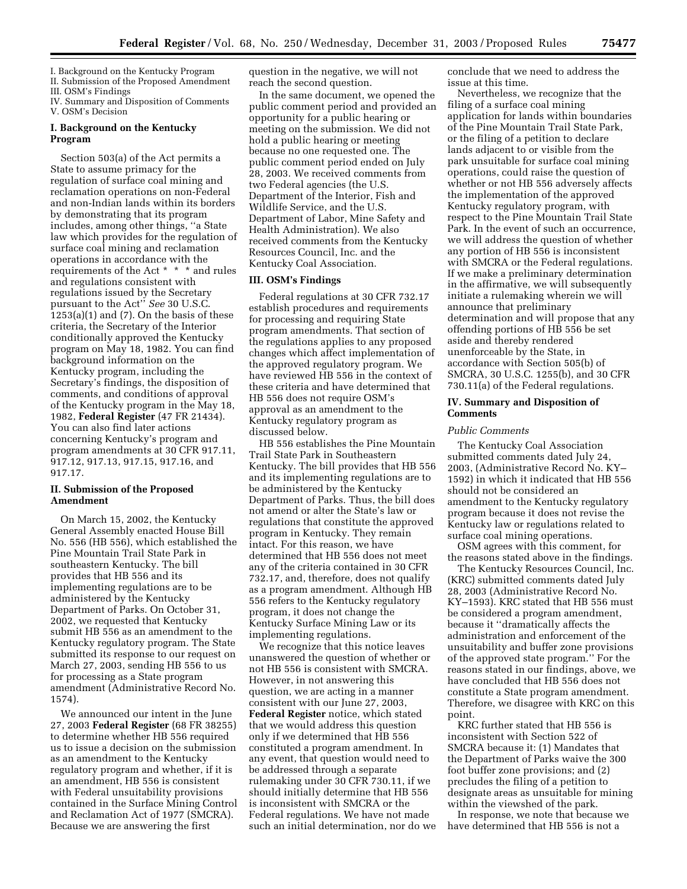I. Background on the Kentucky Program
II. Submission of the Proposed Amendment
III. OSM's Findings
IV. Summary and Disposition of Comments
V. OSM's Decision

## I. Background on the Kentucky Program

Section 503(a) of the Act permits a State to assume primacy for the regulation of surface coal mining and reclamation operations on non-Federal and non-Indian lands within its borders by demonstrating that its program includes, among other things, "a State law which provides for the regulation of surface coal mining and reclamation operations in accordance with the requirements of the Act * * * and rules and regulations consistent with regulations issued by the Secretary pursuant to the Act" *See* 30 U.S.C. 1253(a)(1) and (7). On the basis of these criteria, the Secretary of the Interior conditionally approved the Kentucky program on May 18, 1982. You can find background information on the Kentucky program, including the Secretary's findings, the disposition of comments, and conditions of approval of the Kentucky program in the May 18, 1982, **Federal Register** (47 FR 21434). You can also find later actions concerning Kentucky's program and program amendments at 30 CFR 917.11, 917.12, 917.13, 917.15, 917.16, and 917.17.

## II. Submission of the Proposed Amendment

On March 15, 2002, the Kentucky General Assembly enacted House Bill No. 556 (HB 556), which established the Pine Mountain Trail State Park in southeastern Kentucky. The bill provides that HB 556 and its implementing regulations are to be administered by the Kentucky Department of Parks. On October 31, 2002, we requested that Kentucky submit HB 556 as an amendment to the Kentucky regulatory program. The State submitted its response to our request on March 27, 2003, sending HB 556 to us for processing as a State program amendment (Administrative Record No. 1574).

We announced our intent in the June 27, 2003 **Federal Register** (68 FR 38255) to determine whether HB 556 required us to issue a decision on the submission as an amendment to the Kentucky regulatory program and whether, if it is an amendment, HB 556 is consistent with Federal unsuitability provisions contained in the Surface Mining Control and Reclamation Act of 1977 (SMCRA). Because we are answering the first question in the negative, we will not reach the second question.

In the same document, we opened the public comment period and provided an opportunity for a public hearing or meeting on the submission. We did not hold a public hearing or meeting because no one requested one. The public comment period ended on July 28, 2003. We received comments from two Federal agencies (the U.S. Department of the Interior, Fish and Wildlife Service, and the U.S. Department of Labor, Mine Safety and Health Administration). We also received comments from the Kentucky Resources Council, Inc. and the Kentucky Coal Association.

## III. OSM's Findings

Federal regulations at 30 CFR 732.17 establish procedures and requirements for processing and requiring State program amendments. That section of the regulations applies to any proposed changes which affect implementation of the approved regulatory program. We have reviewed HB 556 in the context of these criteria and have determined that HB 556 does not require OSM's approval as an amendment to the Kentucky regulatory program as discussed below.

HB 556 establishes the Pine Mountain Trail State Park in Southeastern Kentucky. The bill provides that HB 556 and its implementing regulations are to be administered by the Kentucky Department of Parks. Thus, the bill does not amend or alter the State's law or regulations that constitute the approved program in Kentucky. They remain intact. For this reason, we have determined that HB 556 does not meet any of the criteria contained in 30 CFR 732.17, and, therefore, does not qualify as a program amendment. Although HB 556 refers to the Kentucky regulatory program, it does not change the Kentucky Surface Mining Law or its implementing regulations.

We recognize that this notice leaves unanswered the question of whether or not HB 556 is consistent with SMCRA. However, in not answering this question, we are acting in a manner consistent with our June 27, 2003, **Federal Register** notice, which stated that we would address this question only if we determined that HB 556 constituted a program amendment. In any event, that question would need to be addressed through a separate rulemaking under 30 CFR 730.11, if we should initially determine that HB 556 is inconsistent with SMCRA or the Federal regulations. We have not made such an initial determination, nor do we conclude that we need to address the issue at this time.

Nevertheless, we recognize that the filing of a surface coal mining application for lands within boundaries of the Pine Mountain Trail State Park, or the filing of a petition to declare lands adjacent to or visible from the park unsuitable for surface coal mining operations, could raise the question of whether or not HB 556 adversely affects the implementation of the approved Kentucky regulatory program, with respect to the Pine Mountain Trail State Park. In the event of such an occurrence, we will address the question of whether any portion of HB 556 is inconsistent with SMCRA or the Federal regulations. If we make a preliminary determination in the affirmative, we will subsequently initiate a rulemaking wherein we will announce that preliminary determination and will propose that any offending portions of HB 556 be set aside and thereby rendered unenforceable by the State, in accordance with Section 505(b) of SMCRA, 30 U.S.C. 1255(b), and 30 CFR 730.11(a) of the Federal regulations.

## IV. Summary and Disposition of Comments

### *Public Comments*

The Kentucky Coal Association submitted comments dated July 24, 2003, (Administrative Record No. KY–1592) in which it indicated that HB 556 should not be considered an amendment to the Kentucky regulatory program because it does not revise the Kentucky law or regulations related to surface coal mining operations.

OSM agrees with this comment, for the reasons stated above in the findings.

The Kentucky Resources Council, Inc. (KRC) submitted comments dated July 28, 2003 (Administrative Record No. KY–1593). KRC stated that HB 556 must be considered a program amendment, because it "dramatically affects the administration and enforcement of the unsuitability and buffer zone provisions of the approved state program." For the reasons stated in our findings, above, we have concluded that HB 556 does not constitute a State program amendment. Therefore, we disagree with KRC on this point.

KRC further stated that HB 556 is inconsistent with Section 522 of SMCRA because it: (1) Mandates that the Department of Parks waive the 300 foot buffer zone provisions; and (2) precludes the filing of a petition to designate areas as unsuitable for mining within the viewshed of the park.

In response, we note that because we have determined that HB 556 is not a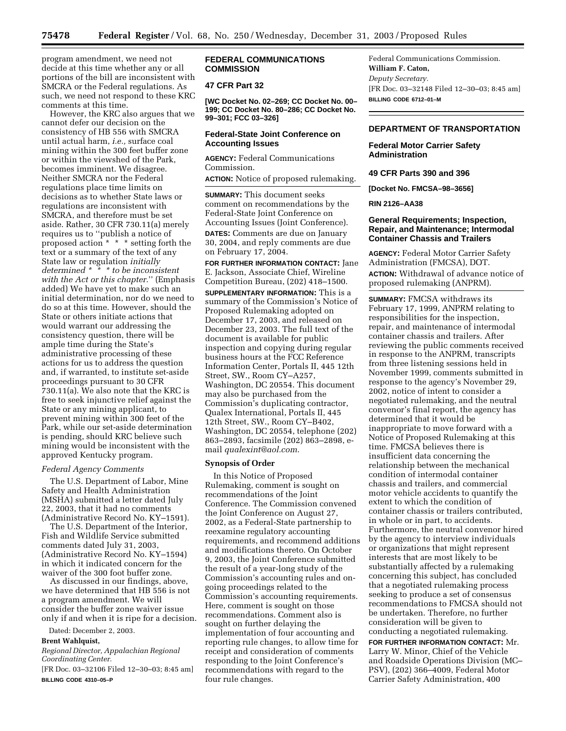program amendment, we need not decide at this time whether any or all portions of the bill are inconsistent with SMCRA or the Federal regulations. As such, we need not respond to these KRC comments at this time.

However, the KRC also argues that we cannot defer our decision on the consistency of HB 556 with SMCRA until actual harm, *i.e.,* surface coal mining within the 300 feet buffer zone or within the viewshed of the Park, becomes imminent. We disagree. Neither SMCRA nor the Federal regulations place time limits on decisions as to whether State laws or regulations are inconsistent with SMCRA, and therefore must be set aside. Rather, 30 CFR 730.11(a) merely requires us to ''publish a notice of proposed action * * * setting forth the text or a summary of the text of any State law or regulation *initially determined * * * to be inconsistent with the Act or this chapter.*'' (Emphasis added) We have yet to make such an initial determination, nor do we need to do so at this time. However, should the State or others initiate actions that would warrant our addressing the consistency question, there will be ample time during the State's administrative processing of these actions for us to address the question and, if warranted, to institute set-aside proceedings pursuant to 30 CFR 730.11(a). We also note that the KRC is free to seek injunctive relief against the State or any mining applicant, to prevent mining within 300 feet of the Park, while our set-aside determination is pending, should KRC believe such mining would be inconsistent with the approved Kentucky program.

*Federal Agency Comments*

The U.S. Department of Labor, Mine Safety and Health Administration (MSHA) submitted a letter dated July 22, 2003, that it had no comments (Administrative Record No. KY–1591).

The U.S. Department of the Interior, Fish and Wildlife Service submitted comments dated July 31, 2003, (Administrative Record No. KY–1594) in which it indicated concern for the waiver of the 300 foot buffer zone.

As discussed in our findings, above, we have determined that HB 556 is not a program amendment. We will consider the buffer zone waiver issue only if and when it is ripe for a decision.

Dated: December 2, 2003.

**Brent Wahlquist,**

*Regional Director, Appalachian Regional Coordinating Center.*

[FR Doc. 03–32106 Filed 12–30–03; 8:45 am]

**BILLING CODE 4310–05–P**

## FEDERAL COMMUNICATIONS COMMISSION

### 47 CFR Part 32

**[WC Docket No. 02–269; CC Docket No. 00–199; CC Docket No. 80–286; CC Docket No. 99–301; FCC 03–326]**

### Federal-State Joint Conference on Accounting Issues

**AGENCY:** Federal Communications Commission.

**ACTION:** Notice of proposed rulemaking.

**SUMMARY:** This document seeks comment on recommendations by the Federal-State Joint Conference on Accounting Issues (Joint Conference).

**DATES:** Comments are due on January 30, 2004, and reply comments are due on February 17, 2004.

**FOR FURTHER INFORMATION CONTACT:** Jane E. Jackson, Associate Chief, Wireline Competition Bureau, (202) 418–1500.

**SUPPLEMENTARY INFORMATION:** This is a summary of the Commission's Notice of Proposed Rulemaking adopted on December 17, 2003, and released on December 23, 2003. The full text of the document is available for public inspection and copying during regular business hours at the FCC Reference Information Center, Portals II, 445 12th Street, SW., Room CY–A257, Washington, DC 20554. This document may also be purchased from the Commission's duplicating contractor, Qualex International, Portals II, 445 12th Street, SW., Room CY–B402, Washington, DC 20554, telephone (202) 863–2893, facsimile (202) 863–2898, e-mail *qualexint@aol.com.*

### Synopsis of Order

In this Notice of Proposed Rulemaking, comment is sought on recommendations of the Joint Conference. The Commission convened the Joint Conference on August 27, 2002, as a Federal-State partnership to reexamine regulatory accounting requirements, and recommend additions and modifications thereto. On October 9, 2003, the Joint Conference submitted the result of a year-long study of the Commission's accounting rules and on-going proceedings related to the Commission's accounting requirements. Here, comment is sought on those recommendations. Comment also is sought on further delaying the implementation of four accounting and reporting rule changes, to allow time for receipt and consideration of comments responding to the Joint Conference's recommendations with regard to the four rule changes.

Federal Communications Commission.

**William F. Caton,**

*Deputy Secretary.*

[FR Doc. 03–32148 Filed 12–30–03; 8:45 am]

**BILLING CODE 6712–01–M**

## DEPARTMENT OF TRANSPORTATION

### Federal Motor Carrier Safety Administration

### 49 CFR Parts 390 and 396

**[Docket No. FMCSA–98–3656]**

**RIN 2126–AA38**

### General Requirements; Inspection, Repair, and Maintenance; Intermodal Container Chassis and Trailers

**AGENCY:** Federal Motor Carrier Safety Administration (FMCSA), DOT.

**ACTION:** Withdrawal of advance notice of proposed rulemaking (ANPRM).

**SUMMARY:** FMCSA withdraws its February 17, 1999, ANPRM relating to responsibilities for the inspection, repair, and maintenance of intermodal container chassis and trailers. After reviewing the public comments received in response to the ANPRM, transcripts from three listening sessions held in November 1999, comments submitted in response to the agency's November 29, 2002, notice of intent to consider a negotiated rulemaking, and the neutral convenor's final report, the agency has determined that it would be inappropriate to move forward with a Notice of Proposed Rulemaking at this time. FMCSA believes there is insufficient data concerning the relationship between the mechanical condition of intermodal container chassis and trailers, and commercial motor vehicle accidents to quantify the extent to which the condition of container chassis or trailers contributed, in whole or in part, to accidents. Furthermore, the neutral convenor hired by the agency to interview individuals or organizations that might represent interests that are most likely to be substantially affected by a rulemaking concerning this subject, has concluded that a negotiated rulemaking process seeking to produce a set of consensus recommendations to FMCSA should not be undertaken. Therefore, no further consideration will be given to conducting a negotiated rulemaking.

**FOR FURTHER INFORMATION CONTACT:** Mr. Larry W. Minor, Chief of the Vehicle and Roadside Operations Division (MC–PSV), (202) 366–4009, Federal Motor Carrier Safety Administration, 400